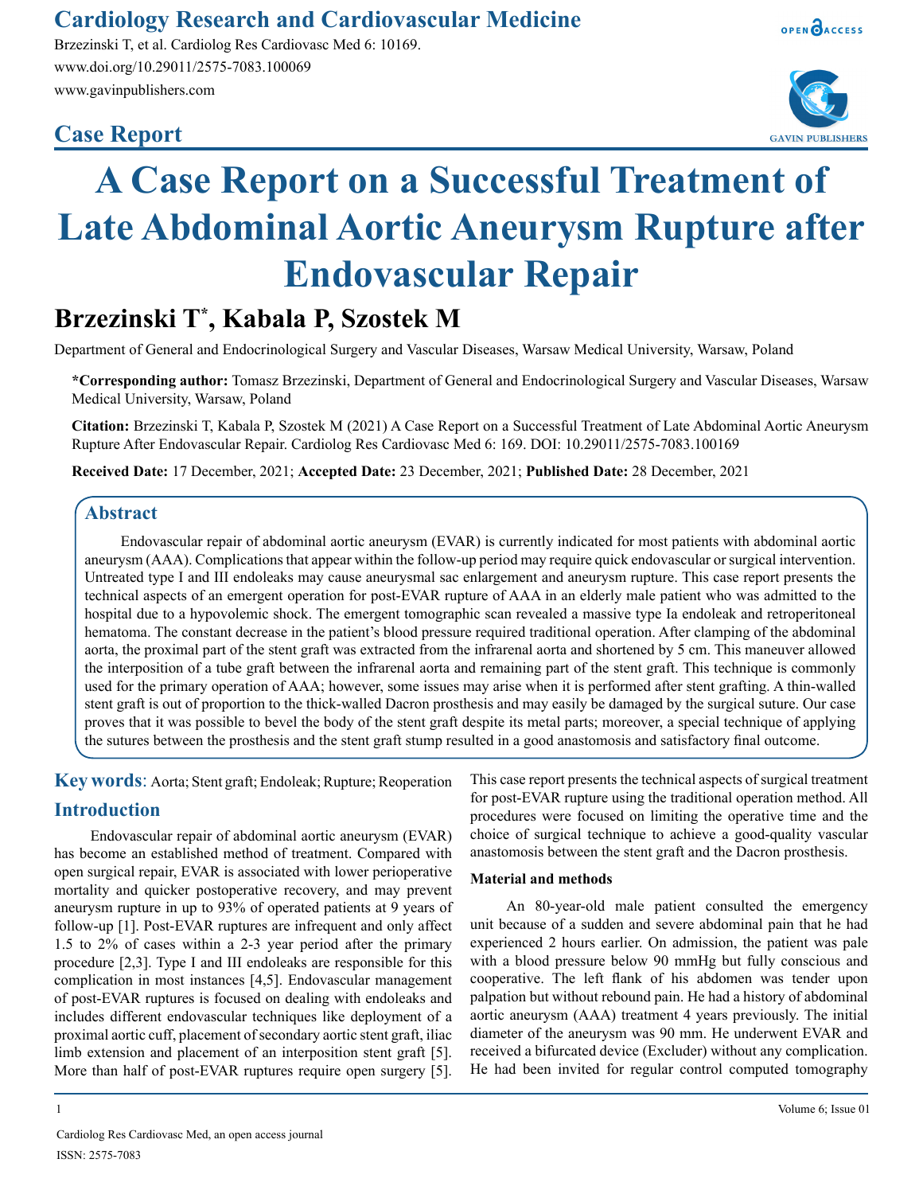# A Case Report on a Successful Treatment of Late Abdominal Aortic Aneurysm Rupture after Endovascular Repair

**Case Report**

## Brzezinski T*, Kabala P, Szostek M

Department of General and Endocrinological Surgery and Vascular Diseases, Warsaw Medical University, Warsaw, Poland

**\*Corresponding author:** Tomasz Brzezinski, Department of General and Endocrinological Surgery and Vascular Diseases, Warsaw Medical University, Warsaw, Poland

**Citation:** Brzezinski T, Kabala P, Szostek M (2021) A Case Report on a Successful Treatment of Late Abdominal Aortic Aneurysm Rupture After Endovascular Repair. Cardiolog Res Cardiovasc Med 6: 169. DOI: 10.29011/2575-7083.100169

**Received Date:** 17 December, 2021; **Accepted Date:** 23 December, 2021; **Published Date:** 28 December, 2021

## Abstract

Endovascular repair of abdominal aortic aneurysm (EVAR) is currently indicated for most patients with abdominal aortic aneurysm (AAA). Complications that appear within the follow-up period may require quick endovascular or surgical intervention. Untreated type I and III endoleaks may cause aneurysmal sac enlargement and aneurysm rupture. This case report presents the technical aspects of an emergent operation for post-EVAR rupture of AAA in an elderly male patient who was admitted to the hospital due to a hypovolemic shock. The emergent tomographic scan revealed a massive type Ia endoleak and retroperitoneal hematoma. The constant decrease in the patient's blood pressure required traditional operation. After clamping of the abdominal aorta, the proximal part of the stent graft was extracted from the infrarenal aorta and shortened by 5 cm. This maneuver allowed the interposition of a tube graft between the infrarenal aorta and remaining part of the stent graft. This technique is commonly used for the primary operation of AAA; however, some issues may arise when it is performed after stent grafting. A thin-walled stent graft is out of proportion to the thick-walled Dacron prosthesis and may easily be damaged by the surgical suture. Our case proves that it was possible to bevel the body of the stent graft despite its metal parts; moreover, a special technique of applying the sutures between the prosthesis and the stent graft stump resulted in a good anastomosis and satisfactory final outcome.

**Key words**: Aorta; Stent graft; Endoleak; Rupture; Reoperation

## Introduction

Endovascular repair of abdominal aortic aneurysm (EVAR) has become an established method of treatment. Compared with open surgical repair, EVAR is associated with lower perioperative mortality and quicker postoperative recovery, and may prevent aneurysm rupture in up to 93% of operated patients at 9 years of follow-up [1]. Post-EVAR ruptures are infrequent and only affect 1.5 to 2% of cases within a 2-3 year period after the primary procedure [2,3]. Type I and III endoleaks are responsible for this complication in most instances [4,5]. Endovascular management of post-EVAR ruptures is focused on dealing with endoleaks and includes different endovascular techniques like deployment of a proximal aortic cuff, placement of secondary aortic stent graft, iliac limb extension and placement of an interposition stent graft [5]. More than half of post-EVAR ruptures require open surgery [5]. This case report presents the technical aspects of surgical treatment for post-EVAR rupture using the traditional operation method. All procedures were focused on limiting the operative time and the choice of surgical technique to achieve a good-quality vascular anastomosis between the stent graft and the Dacron prosthesis.

### Material and methods

An 80-year-old male patient consulted the emergency unit because of a sudden and severe abdominal pain that he had experienced 2 hours earlier. On admission, the patient was pale with a blood pressure below 90 mmHg but fully conscious and cooperative. The left flank of his abdomen was tender upon palpation but without rebound pain. He had a history of abdominal aortic aneurysm (AAA) treatment 4 years previously. The initial diameter of the aneurysm was 90 mm. He underwent EVAR and received a bifurcated device (Excluder) without any complication. He had been invited for regular control computed tomography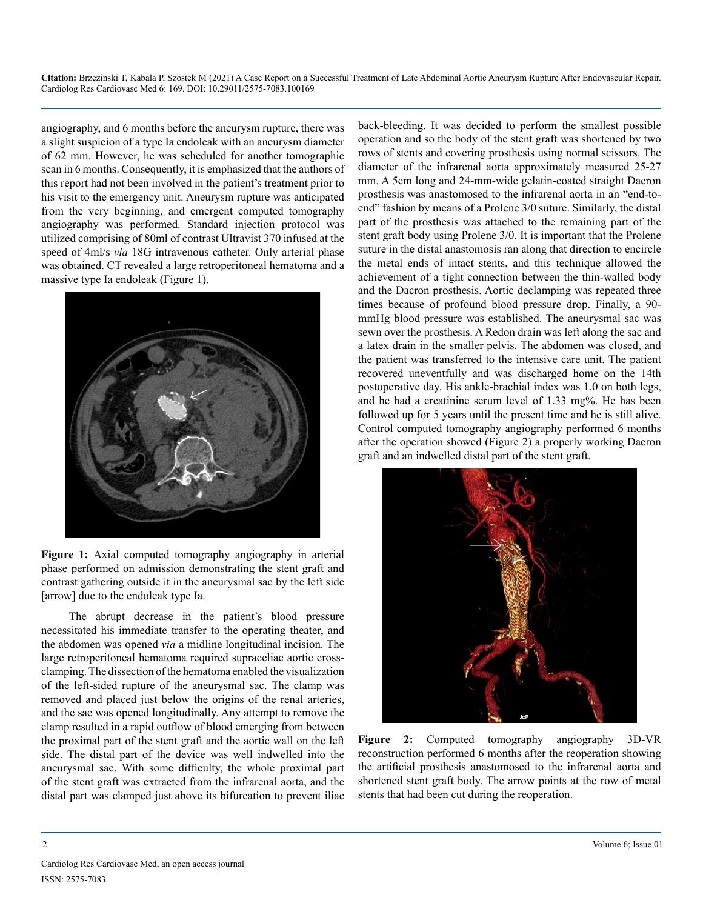angiography, and 6 months before the aneurysm rupture, there was a slight suspicion of a type Ia endoleak with an aneurysm diameter of 62 mm. However, he was scheduled for another tomographic scan in 6 months. Consequently, it is emphasized that the authors of this report had not been involved in the patient's treatment prior to his visit to the emergency unit. Aneurysm rupture was anticipated from the very beginning, and emergent computed tomography angiography was performed. Standard injection protocol was utilized comprising of 80ml of contrast Ultravist 370 infused at the speed of 4ml/s *via* 18G intravenous catheter. Only arterial phase was obtained. CT revealed a large retroperitoneal hematoma and a massive type Ia endoleak (Figure 1).

**Figure 1:** Axial computed tomography angiography in arterial phase performed on admission demonstrating the stent graft and contrast gathering outside it in the aneurysmal sac by the left side [arrow] due to the endoleak type Ia.

The abrupt decrease in the patient's blood pressure necessitated his immediate transfer to the operating theater, and the abdomen was opened *via* a midline longitudinal incision. The large retroperitoneal hematoma required supraceliac aortic cross-clamping. The dissection of the hematoma enabled the visualization of the left-sided rupture of the aneurysmal sac. The clamp was removed and placed just below the origins of the renal arteries, and the sac was opened longitudinally. Any attempt to remove the clamp resulted in a rapid outflow of blood emerging from between the proximal part of the stent graft and the aortic wall on the left side. The distal part of the device was well indwelled into the aneurysmal sac. With some difficulty, the whole proximal part of the stent graft was extracted from the infrarenal aorta, and the distal part was clamped just above its bifurcation to prevent iliac back-bleeding. It was decided to perform the smallest possible operation and so the body of the stent graft was shortened by two rows of stents and covering prosthesis using normal scissors. The diameter of the infrarenal aorta approximately measured 25-27 mm. A 5cm long and 24-mm-wide gelatin-coated straight Dacron prosthesis was anastomosed to the infrarenal aorta in an "end-to-end" fashion by means of a Prolene 3/0 suture. Similarly, the distal part of the prosthesis was attached to the remaining part of the stent graft body using Prolene 3/0. It is important that the Prolene suture in the distal anastomosis ran along that direction to encircle the metal ends of intact stents, and this technique allowed the achievement of a tight connection between the thin-walled body and the Dacron prosthesis. Aortic declamping was repeated three times because of profound blood pressure drop. Finally, a 90-mmHg blood pressure was established. The aneurysmal sac was sewn over the prosthesis. A Redon drain was left along the sac and a latex drain in the smaller pelvis. The abdomen was closed, and the patient was transferred to the intensive care unit. The patient recovered uneventfully and was discharged home on the 14th postoperative day. His ankle-brachial index was 1.0 on both legs, and he had a creatinine serum level of 1.33 mg%. He has been followed up for 5 years until the present time and he is still alive. Control computed tomography angiography performed 6 months after the operation showed (Figure 2) a properly working Dacron graft and an indwelled distal part of the stent graft.

**Figure 2:** Computed tomography angiography 3D-VR reconstruction performed 6 months after the reoperation showing the artificial prosthesis anastomosed to the infrarenal aorta and shortened stent graft body. The arrow points at the row of metal stents that had been cut during the reoperation.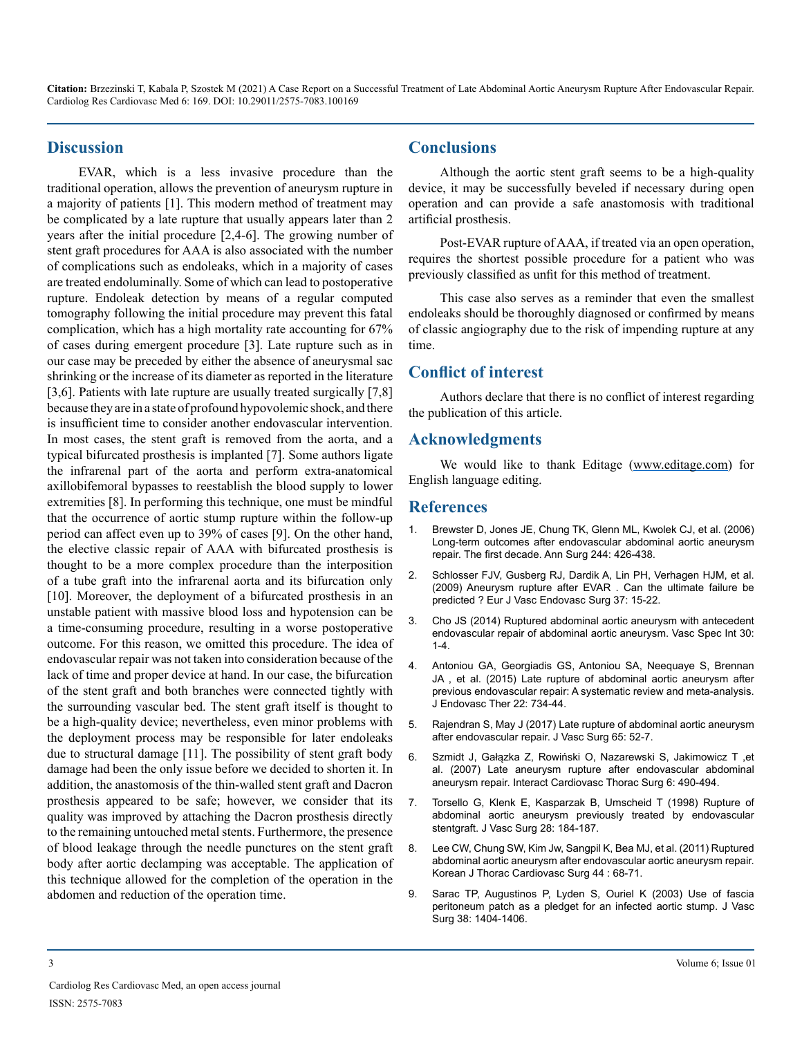## Discussion

EVAR, which is a less invasive procedure than the traditional operation, allows the prevention of aneurysm rupture in a majority of patients [1]. This modern method of treatment may be complicated by a late rupture that usually appears later than 2 years after the initial procedure [2,4-6]. The growing number of stent graft procedures for AAA is also associated with the number of complications such as endoleaks, which in a majority of cases are treated endoluminally. Some of which can lead to postoperative rupture. Endoleak detection by means of a regular computed tomography following the initial procedure may prevent this fatal complication, which has a high mortality rate accounting for 67% of cases during emergent procedure [3]. Late rupture such as in our case may be preceded by either the absence of aneurysmal sac shrinking or the increase of its diameter as reported in the literature [3,6]. Patients with late rupture are usually treated surgically [7,8] because they are in a state of profound hypovolemic shock, and there is insufficient time to consider another endovascular intervention. In most cases, the stent graft is removed from the aorta, and a typical bifurcated prosthesis is implanted [7]. Some authors ligate the infrarenal part of the aorta and perform extra-anatomical axillobifemoral bypasses to reestablish the blood supply to lower extremities [8]. In performing this technique, one must be mindful that the occurrence of aortic stump rupture within the follow-up period can affect even up to 39% of cases [9]. On the other hand, the elective classic repair of AAA with bifurcated prosthesis is thought to be a more complex procedure than the interposition of a tube graft into the infrarenal aorta and its bifurcation only [10]. Moreover, the deployment of a bifurcated prosthesis in an unstable patient with massive blood loss and hypotension can be a time-consuming procedure, resulting in a worse postoperative outcome. For this reason, we omitted this procedure. The idea of endovascular repair was not taken into consideration because of the lack of time and proper device at hand. In our case, the bifurcation of the stent graft and both branches were connected tightly with the surrounding vascular bed. The stent graft itself is thought to be a high-quality device; nevertheless, even minor problems with the deployment process may be responsible for later endoleaks due to structural damage [11]. The possibility of stent graft body damage had been the only issue before we decided to shorten it. In addition, the anastomosis of the thin-walled stent graft and Dacron prosthesis appeared to be safe; however, we consider that its quality was improved by attaching the Dacron prosthesis directly to the remaining untouched metal stents. Furthermore, the presence of blood leakage through the needle punctures on the stent graft body after aortic declamping was acceptable. The application of this technique allowed for the completion of the operation in the abdomen and reduction of the operation time.

## Conclusions

Although the aortic stent graft seems to be a high-quality device, it may be successfully beveled if necessary during open operation and can provide a safe anastomosis with traditional artificial prosthesis.

Post-EVAR rupture of AAA, if treated via an open operation, requires the shortest possible procedure for a patient who was previously classified as unfit for this method of treatment.

This case also serves as a reminder that even the smallest endoleaks should be thoroughly diagnosed or confirmed by means of classic angiography due to the risk of impending rupture at any time.

## Conflict of interest

Authors declare that there is no conflict of interest regarding the publication of this article.

## Acknowledgments

We would like to thank Editage (www.editage.com) for English language editing.

## References

1. Brewster D, Jones JE, Chung TK, Glenn ML, Kwolek CJ, et al. (2006) Long-term outcomes after endovascular abdominal aortic aneurysm repair. The first decade. Ann Surg 244: 426-438.
2. Schlosser FJV, Gusberg RJ, Dardik A, Lin PH, Verhagen HJM, et al. (2009) Aneurysm rupture after EVAR . Can the ultimate failure be predicted ? Eur J Vasc Endovasc Surg 37: 15-22.
3. Cho JS (2014) Ruptured abdominal aortic aneurysm with antecedent endovascular repair of abdominal aortic aneurysm. Vasc Spec Int 30: 1-4.
4. Antoniou GA, Georgiadis GS, Antoniou SA, Neequaye S, Brennan JA , et al. (2015) Late rupture of abdominal aortic aneurysm after previous endovascular repair: A systematic review and meta-analysis. J Endovasc Ther 22: 734-44.
5. Rajendran S, May J (2017) Late rupture of abdominal aortic aneurysm after endovascular repair. J Vasc Surg 65: 52-7.
6. Szmidt J, Gałązka Z, Rowiński O, Nazarewski S, Jakimowicz T ,et al. (2007) Late aneurysm rupture after endovascular abdominal aneurysm repair. Interact Cardiovasc Thorac Surg 6: 490-494.
7. Torsello G, Klenk E, Kasparzak B, Umscheid T (1998) Rupture of abdominal aortic aneurysm previously treated by endovascular stentgraft. J Vasc Surg 28: 184-187.
8. Lee CW, Chung SW, Kim Jw, Sangpil K, Bea MJ, et al. (2011) Ruptured abdominal aortic aneurysm after endovascular aortic aneurysm repair. Korean J Thorac Cardiovasc Surg 44 : 68-71.
9. Sarac TP, Augustinos P, Lyden S, Ouriel K (2003) Use of fascia peritoneum patch as a pledget for an infected aortic stump. J Vasc Surg 38: 1404-1406.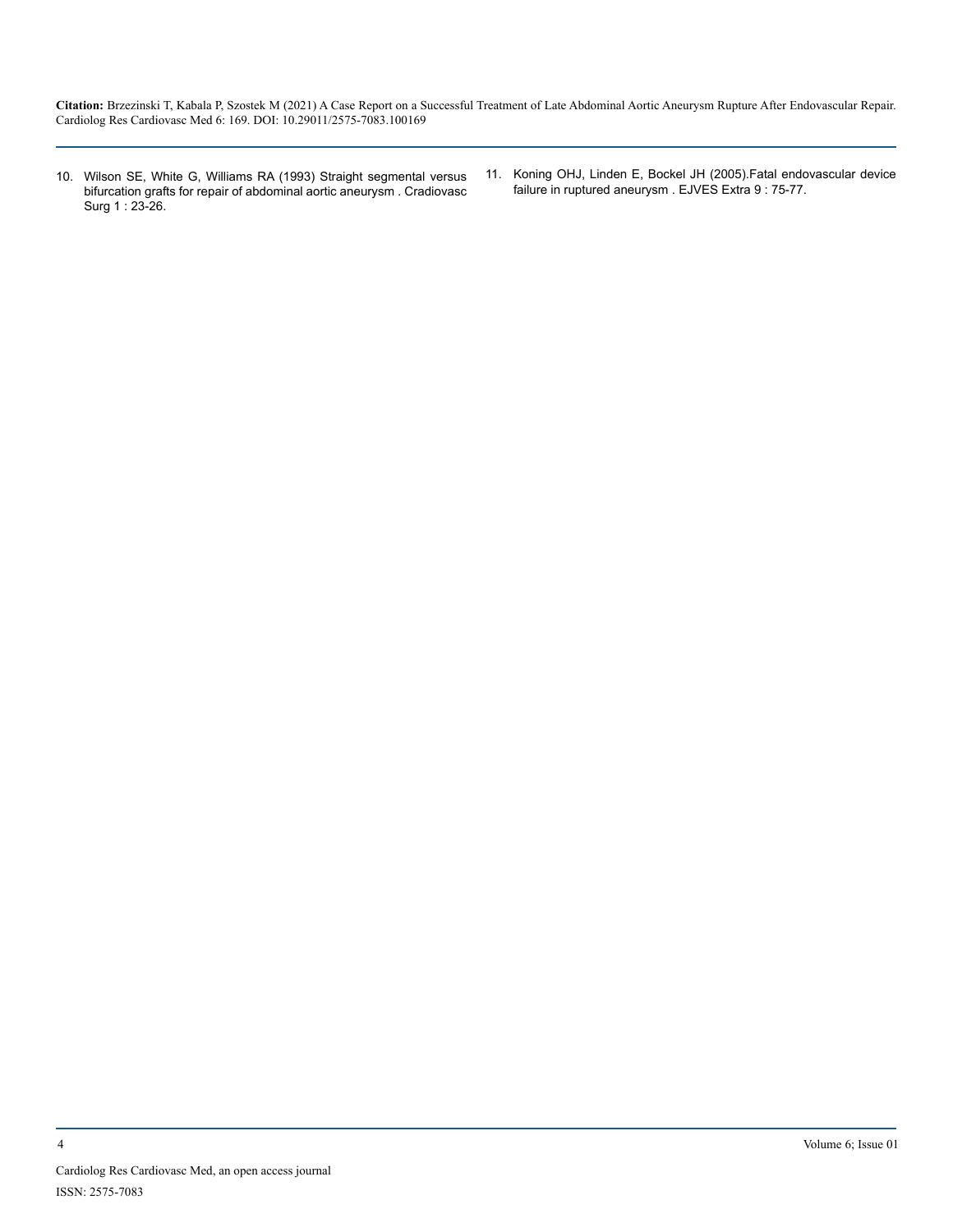10. Wilson SE, White G, Williams RA (1993) Straight segmental versus bifurcation grafts for repair of abdominal aortic aneurysm . Cradiovasc Surg 1 : 23-26.

11. Koning OHJ, Linden E, Bockel JH (2005).Fatal endovascular device failure in ruptured aneurysm . EJVES Extra 9 : 75-77.